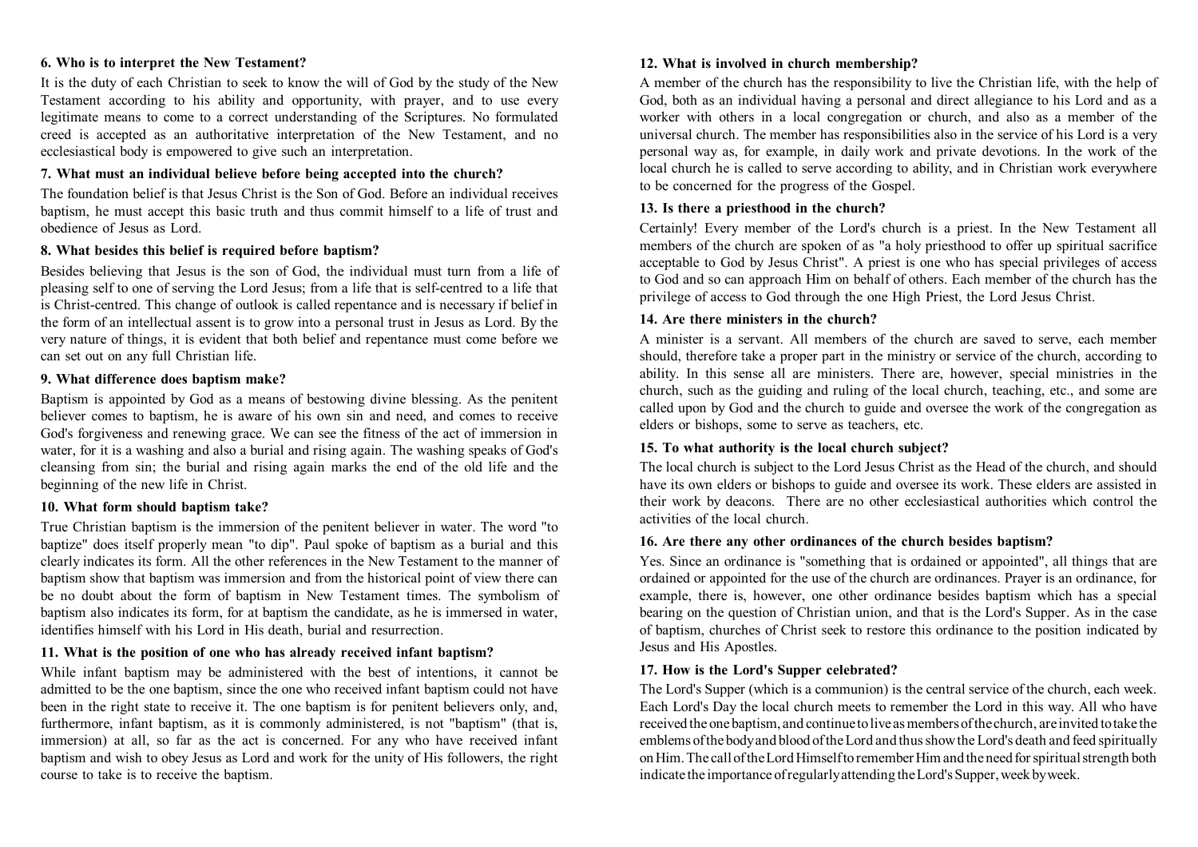### 6. Who is to interpret the New Testament?

It is the duty of each Christian to seek to know the will of God by the study of the New Testament according to his ability and opportunity, with prayer, and to use every legitimate means to come to a correct understanding of the Scriptures. No formulated creed is accepted as an authoritative interpretation of the New Testament, and no ecclesiastical body is empowered to give such an interpretation.

### 7. What must an individual believe before being accepted into the church?

The foundation belief is that Jesus Christ is the Son of God. Before an individual receives baptism, he must accept this basic truth and thus commit himself to a life of trust and obedience of Jesus as Lord.

### 8. What besides this belief is required before baptism?

Besides believing that Jesus is the son of God, the individual must turn from a life of pleasing self to one of serving the Lord Jesus; from a life that is self-centred to a life that is Christ-centred. This change of outlook is called repentance and is necessary if belief in the form of an intellectual assent is to grow into a personal trust in Jesus as Lord. By the very nature of things, it is evident that both belief and repentance must come before we can set out on any full Christian life.

### 9. What difference does baptism make?

Baptism is appointed by God as a means of bestowing divine blessing. As the penitent believer comes to baptism, he is aware of his own sin and need, and comes to receive God's forgiveness and renewing grace. We can see the fitness of the act of immersion in water, for it is a washing and also a burial and rising again. The washing speaks of God's cleansing from sin; the burial and rising again marks the end of the old life and the beginning of the new life in Christ.

### 10. What form should baptism take?

True Christian baptism is the immersion of the penitent believer in water. The word "to baptize" does itself properly mean "to dip". Paul spoke of baptism as a burial and this clearly indicates its form. All the other references in the New Testament to the manner of baptism show that baptism was immersion and from the historical point of view there can be no doubt about the form of baptism in New Testament times. The symbolism of baptism also indicates its form, for at baptism the candidate, as he is immersed in water, identifies himself with his Lord in His death, burial and resurrection.

### 11. What is the position of one who has already received infant baptism?

While infant baptism may be administered with the best of intentions, it cannot be admitted to be the one baptism, since the one who received infant baptism could not have been in the right state to receive it. The one baptism is for penitent believers only, and, furthermore, infant baptism, as it is commonly administered, is not "baptism" (that is, immersion) at all, so far as the act is concerned. For any who have received infant baptism and wish to obey Jesus as Lord and work for the unity of His followers, the right course to take is to receive the baptism.

### 12. What is involved in church membership?

A member of the church has the responsibility to live the Christian life, with the help of God, both as an individual having a personal and direct allegiance to his Lord and as a worker with others in a local congregation or church, and also as a member of the universal church. The member has responsibilities also in the service of his Lord is a very personal way as, for example, in daily work and private devotions. In the work of the local church he is called to serve according to ability, and in Christian work everywhere to be concerned for the progress of the Gospel.

### 13. Is there a priesthood in the church?

Certainly! Every member of the Lord's church is a priest. In the New Testament all members of the church are spoken of as "a holy priesthood to offer up spiritual sacrifice acceptable to God by Jesus Christ". A priest is one who has special privileges of access to God and so can approach Him on behalf of others. Each member of the church has the privilege of access to God through the one High Priest, the Lord Jesus Christ.

### 14. Are there ministers in the church?

A minister is a servant. All members of the church are saved to serve, each member should, therefore take a proper part in the ministry or service of the church, according to ability. In this sense all are ministers. There are, however, special ministries in the church, such as the guiding and ruling of the local church, teaching, etc., and some are called upon by God and the church to guide and oversee the work of the congregation as elders or bishops, some to serve as teachers, etc.

### 15. To what authority is the local church subject?

The local church is subject to the Lord Jesus Christ as the Head of the church, and should have its own elders or bishops to guide and oversee its work. These elders are assisted in their work by deacons. There are no other ecclesiastical authorities which control the activities of the local church.

### 16. Are there any other ordinances of the church besides baptism?

Yes. Since an ordinance is "something that is ordained or appointed", all things that are ordained or appointed for the use of the church are ordinances. Prayer is an ordinance, for example, there is, however, one other ordinance besides baptism which has a special bearing on the question of Christian union, and that is the Lord's Supper. As in the case of baptism, churches of Christ seek to restore this ordinance to the position indicated by Jesus and His Apostles.

### 17. How is the Lord's Supper celebrated?

The Lord's Supper (which is a communion) is the central service of the church, each week. Each Lord's Day the local church meets to remember the Lord in this way. All who have received the one baptism, and continue to live as members of the church, are invited to take the emblems of the body and blood of the Lord and thus show the Lord's death and feed spiritually on Him. The call of the Lord Himself to remember Him and the need for spiritual strength both indicate the importance of regularly attending the Lord's Supper, week by week.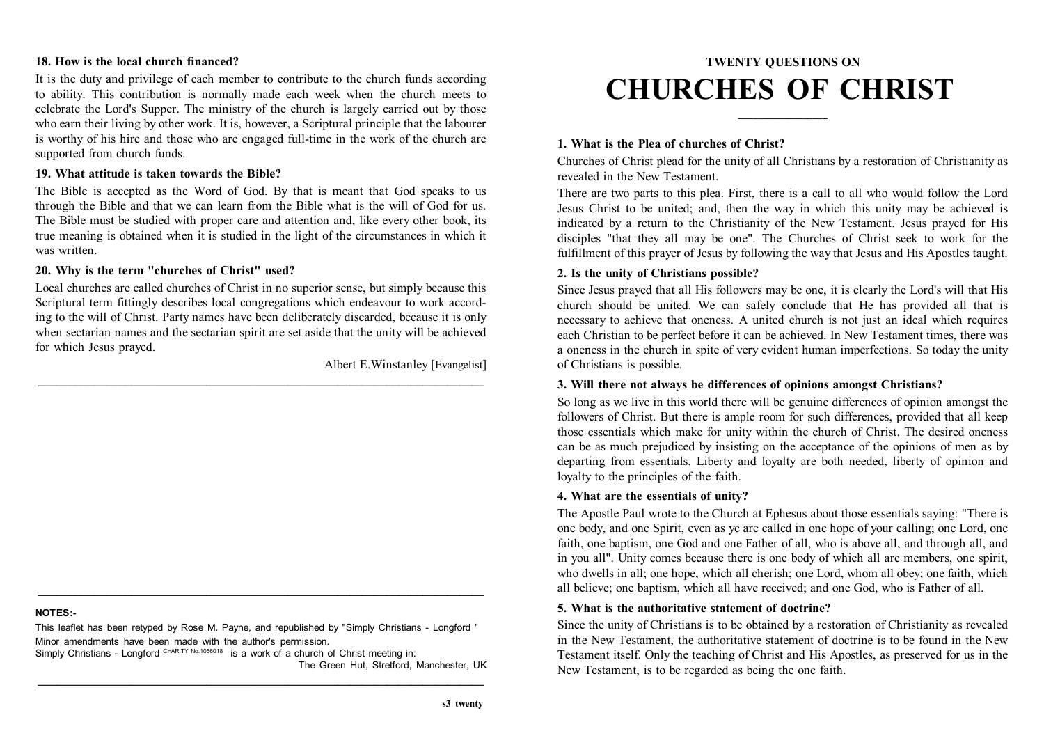### 18. How is the local church financed?

It is the duty and privilege of each member to contribute to the church funds according to ability. This contribution is normally made each week when the church meets to celebrate the Lord's Supper. The ministry of the church is largely carried out by those who earn their living by other work. It is, however, a Scriptural principle that the labourer is worthy of his hire and those who are engaged full-time in the work of the church are supported from church funds.

### 19. What attitude is taken towards the Bible?

The Bible is accepted as the Word of God. By that is meant that God speaks to us through the Bible and that we can learn from the Bible what is the will of God for us. The Bible must be studied with proper care and attention and, like every other book, its true meaning is obtained when it is studied in the light of the circumstances in which it was written.

### 20. Why is the term "churches of Christ" used?

Local churches are called churches of Christ in no superior sense, but simply because this Scriptural term fittingly describes local congregations which endeavour to work according to the will of Christ. Party names have been deliberately discarded, because it is only when sectarian names and the sectarian spirit are set aside that the unity will be achieved for which Jesus prayed.

Albert E.Winstanley [Evangelist]

---

**NOTES:-**

This leaflet has been retyped by Rose M. Payne, and republished by "Simply Christians - Longford "
Minor amendments have been made with the author's permission.
Simply Christians - Longford CHARITY No.1056018 is a work of a church of Christ meeting in:
The Green Hut, Stretford, Manchester, UK

---

TWENTY QUESTIONS ON

# CHURCHES OF CHRIST

### 1. What is the Plea of churches of Christ?

Churches of Christ plead for the unity of all Christians by a restoration of Christianity as revealed in the New Testament.

There are two parts to this plea. First, there is a call to all who would follow the Lord Jesus Christ to be united; and, then the way in which this unity may be achieved is indicated by a return to the Christianity of the New Testament. Jesus prayed for His disciples "that they all may be one". The Churches of Christ seek to work for the fulfillment of this prayer of Jesus by following the way that Jesus and His Apostles taught.

### 2. Is the unity of Christians possible?

Since Jesus prayed that all His followers may be one, it is clearly the Lord's will that His church should be united. We can safely conclude that He has provided all that is necessary to achieve that oneness. A united church is not just an ideal which requires each Christian to be perfect before it can be achieved. In New Testament times, there was a oneness in the church in spite of very evident human imperfections. So today the unity of Christians is possible.

### 3. Will there not always be differences of opinions amongst Christians?

So long as we live in this world there will be genuine differences of opinion amongst the followers of Christ. But there is ample room for such differences, provided that all keep those essentials which make for unity within the church of Christ. The desired oneness can be as much prejudiced by insisting on the acceptance of the opinions of men as by departing from essentials. Liberty and loyalty are both needed, liberty of opinion and loyalty to the principles of the faith.

### 4. What are the essentials of unity?

The Apostle Paul wrote to the Church at Ephesus about those essentials saying: "There is one body, and one Spirit, even as ye are called in one hope of your calling; one Lord, one faith, one baptism, one God and one Father of all, who is above all, and through all, and in you all". Unity comes because there is one body of which all are members, one spirit, who dwells in all; one hope, which all cherish; one Lord, whom all obey; one faith, which all believe; one baptism, which all have received; and one God, who is Father of all.

### 5. What is the authoritative statement of doctrine?

Since the unity of Christians is to be obtained by a restoration of Christianity as revealed in the New Testament, the authoritative statement of doctrine is to be found in the New Testament itself. Only the teaching of Christ and His Apostles, as preserved for us in the New Testament, is to be regarded as being the one faith.